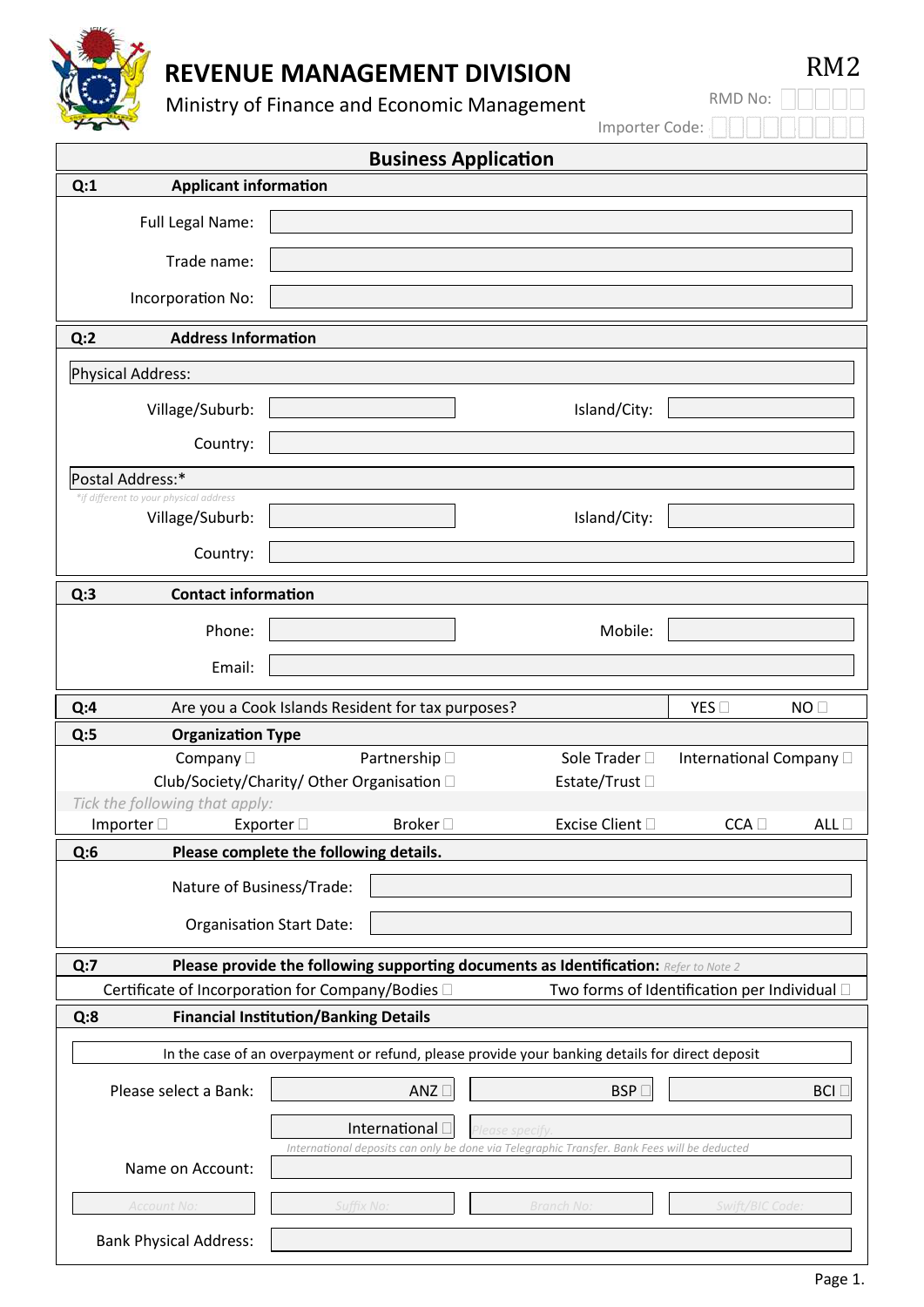# REVENUE MANAGEMENT DIVISION

Ministry of Finance and Economic Management

RM2

RMD No:

Importer Code:

## Business Application

**Q:1 Applicant information**

Full Legal Name:

Trade name:

Incorporation No:

**Q:2 Address Information**

Physical Address:

Village/Suburb: Island/City:

Country:

Postal Address:*

*If different to your physical address*

Village/Suburb: Island/City:

Country:

**Q:3 Contact information**

Phone: Mobile:

Email:

**Q:4** Are you a Cook Islands Resident for tax purposes? YES ☐ NO ☐

**Q:5 Organization Type**

Company ☐ Partnership ☐ Sole Trader ☐ International Company ☐

Club/Society/Charity/ Other Organisation ☐ Estate/Trust ☐

*Tick the following that apply:*

Importer ☐ Exporter ☐ Broker ☐ Excise Client ☐ CCA ☐ ALL ☐

**Q:6 Please complete the following details.**

Nature of Business/Trade:

Organisation Start Date:

**Q:7 Please provide the following supporting documents as Identification:** *Refer to Note 2*

Certificate of Incorporation for Company/Bodies ☐ Two forms of Identification per Individual ☐

**Q:8 Financial Institution/Banking Details**

In the case of an overpayment or refund, please provide your banking details for direct deposit

Please select a Bank: ANZ ☐ BSP ☐ BCI ☐

International ☐ *Please specify.*

*International deposits can only be done via Telegraphic Transfer. Bank Fees will be deducted*

Name on Account:

Account No: Suffix No: Branch No: Swift/BIC Code:

Bank Physical Address: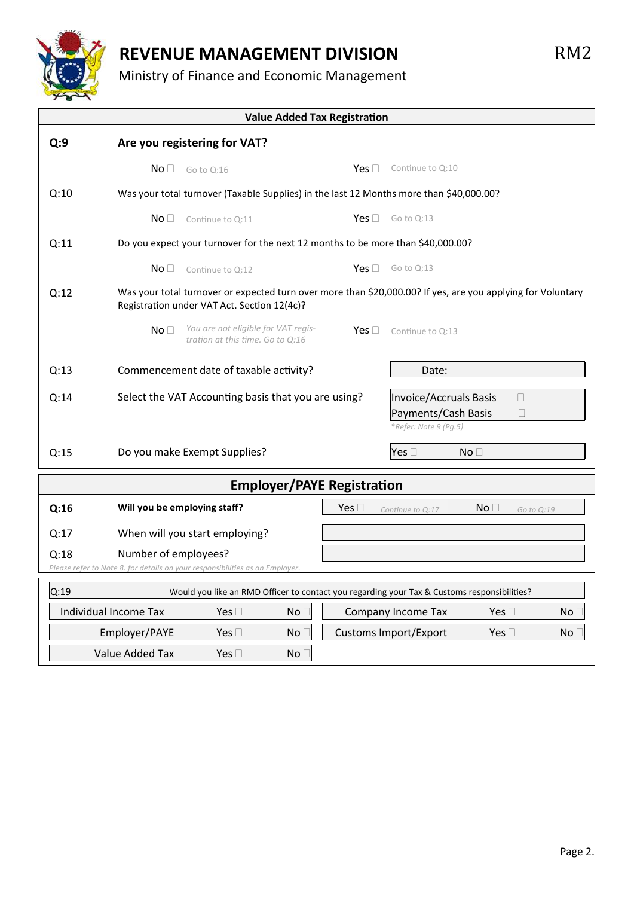# REVENUE MANAGEMENT DIVISION

Ministry of Finance and Economic Management

RM2

## Value Added Tax Registration

**Q:9** **Are you registering for VAT?**

No ☐ Go to Q:16 — Yes ☐ Continue to Q:10

Q:10 Was your total turnover (Taxable Supplies) in the last 12 Months more than $40,000.00?

No ☐ Continue to Q:11 — Yes ☐ Go to Q:13

Q:11 Do you expect your turnover for the next 12 months to be more than $40,000.00?

No ☐ Continue to Q:12 — Yes ☐ Go to Q:13

Q:12 Was your total turnover or expected turn over more than $20,000.00? If yes, are you applying for Voluntary Registration under VAT Act. Section 12(4c)?

No ☐ *You are not eligible for VAT registration at this time. Go to Q:16* — Yes ☐ Continue to Q:13

Q:13 Commencement date of taxable activity? Date:

Q:14 Select the VAT Accounting basis that you are using?

- Invoice/Accruals Basis ☐
- Payments/Cash Basis ☐

*\*Refer: Note 9 (Pg.5)*

Q:15 Do you make Exempt Supplies? Yes ☐ No ☐

## Employer/PAYE Registration

**Q:16** **Will you be employing staff?** Yes ☐ *Continue to Q:17* — No ☐ *Go to Q:19*

Q:17 When will you start employing?

Q:18 Number of employees?

*Please refer to Note 8. for details on your responsibilities as an Employer.*

Q:19 Would you like an RMD Officer to contact you regarding your Tax & Customs responsibilities?

| Tax Type | Yes | No | Tax Type | Yes | No |
|---|---|---|---|---|---|
| Individual Income Tax | ☐ | ☐ | Company Income Tax | ☐ | ☐ |
| Employer/PAYE | ☐ | ☐ | Customs Import/Export | ☐ | ☐ |
| Value Added Tax | ☐ | ☐ | | | |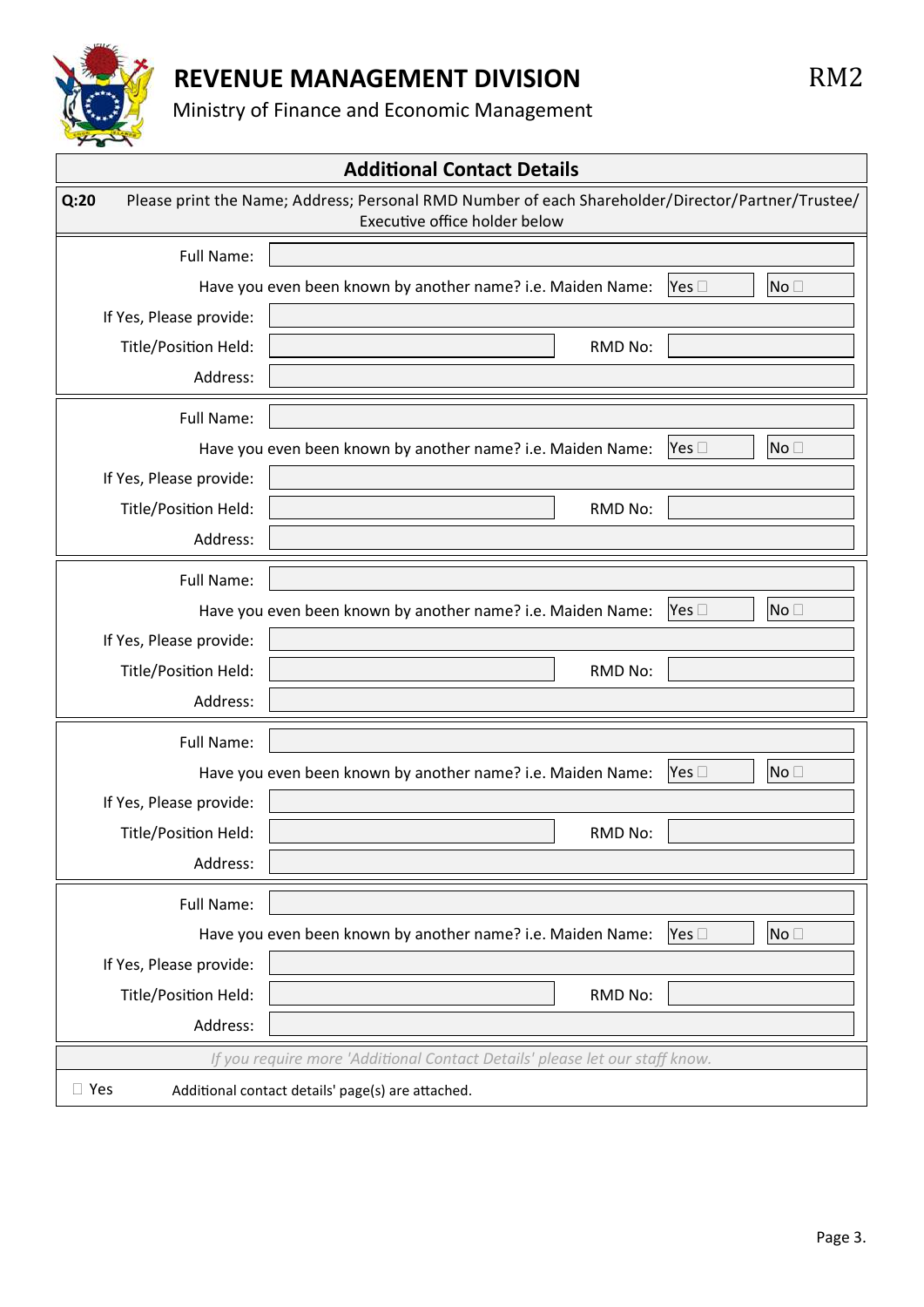# REVENUE MANAGEMENT DIVISION

Ministry of Finance and Economic Management

RM2

## Additional Contact Details

**Q:20** Please print the Name; Address; Personal RMD Number of each Shareholder/Director/Partner/Trustee/ Executive office holder below

Full Name:

Have you even been known by another name? i.e. Maiden Name: Yes ☐ No ☐

If Yes, Please provide:

Title/Position Held: RMD No:

Address:

---

Full Name:

Have you even been known by another name? i.e. Maiden Name: Yes ☐ No ☐

If Yes, Please provide:

Title/Position Held: RMD No:

Address:

---

Full Name:

Have you even been known by another name? i.e. Maiden Name: Yes ☐ No ☐

If Yes, Please provide:

Title/Position Held: RMD No:

Address:

---

Full Name:

Have you even been known by another name? i.e. Maiden Name: Yes ☐ No ☐

If Yes, Please provide:

Title/Position Held: RMD No:

Address:

---

Full Name:

Have you even been known by another name? i.e. Maiden Name: Yes ☐ No ☐

If Yes, Please provide:

Title/Position Held: RMD No:

Address:

---

*If you require more 'Additional Contact Details' please let our staff know.*

☐ Yes Additional contact details' page(s) are attached.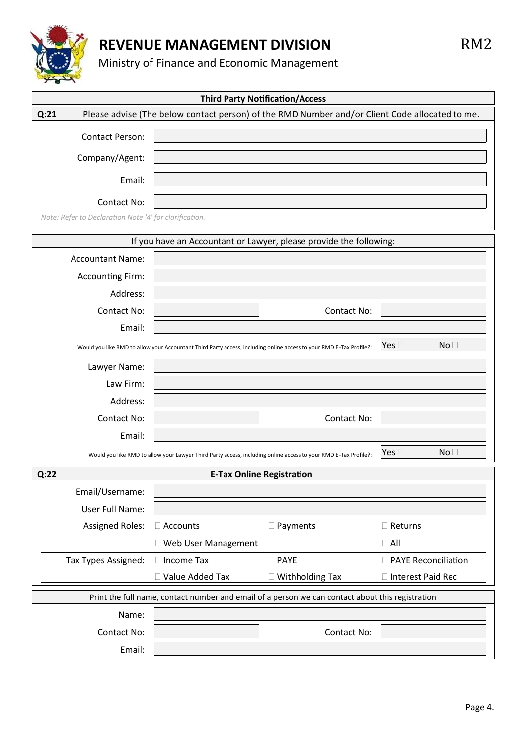# REVENUE MANAGEMENT DIVISION

Ministry of Finance and Economic Management

RM2

## Third Party Notification/Access

**Q:21** Please advise (The below contact person) of the RMD Number and/or Client Code allocated to me.

| | |
|---|---|
| Contact Person: | |
| Company/Agent: | |
| Email: | |
| Contact No: | |

*Note: Refer to Declaration Note '4' for clarification.*

### If you have an Accountant or Lawyer, please provide the following:

| | | | |
|---|---|---|---|
| Accountant Name: | | | |
| Accounting Firm: | | | |
| Address: | | | |
| Contact No: | | Contact No: | |
| Email: | | | |

Would you like RMD to allow your Accountant Third Party access, including online access to your RMD E-Tax Profile?: Yes ☐ No ☐

| | | | |
|---|---|---|---|
| Lawyer Name: | | | |
| Law Firm: | | | |
| Address: | | | |
| Contact No: | | Contact No: | |
| Email: | | | |

Would you like RMD to allow your Lawyer Third Party access, including online access to your RMD E-Tax Profile?: Yes ☐ No ☐

## Q:22 E-Tax Online Registration

| | | | |
|---|---|---|---|
| Email/Username: | | | |
| User Full Name: | | | |
| Assigned Roles: | ☐ Accounts | ☐ Payments | ☐ Returns |
| | ☐ Web User Management | | ☐ All |
| Tax Types Assigned: | ☐ Income Tax | ☐ PAYE | ☐ PAYE Reconciliation |
| | ☐ Value Added Tax | ☐ Withholding Tax | ☐ Interest Paid Rec |

### Print the full name, contact number and email of a person we can contact about this registration

| | | | |
|---|---|---|---|
| Name: | | | |
| Contact No: | | Contact No: | |
| Email: | | | |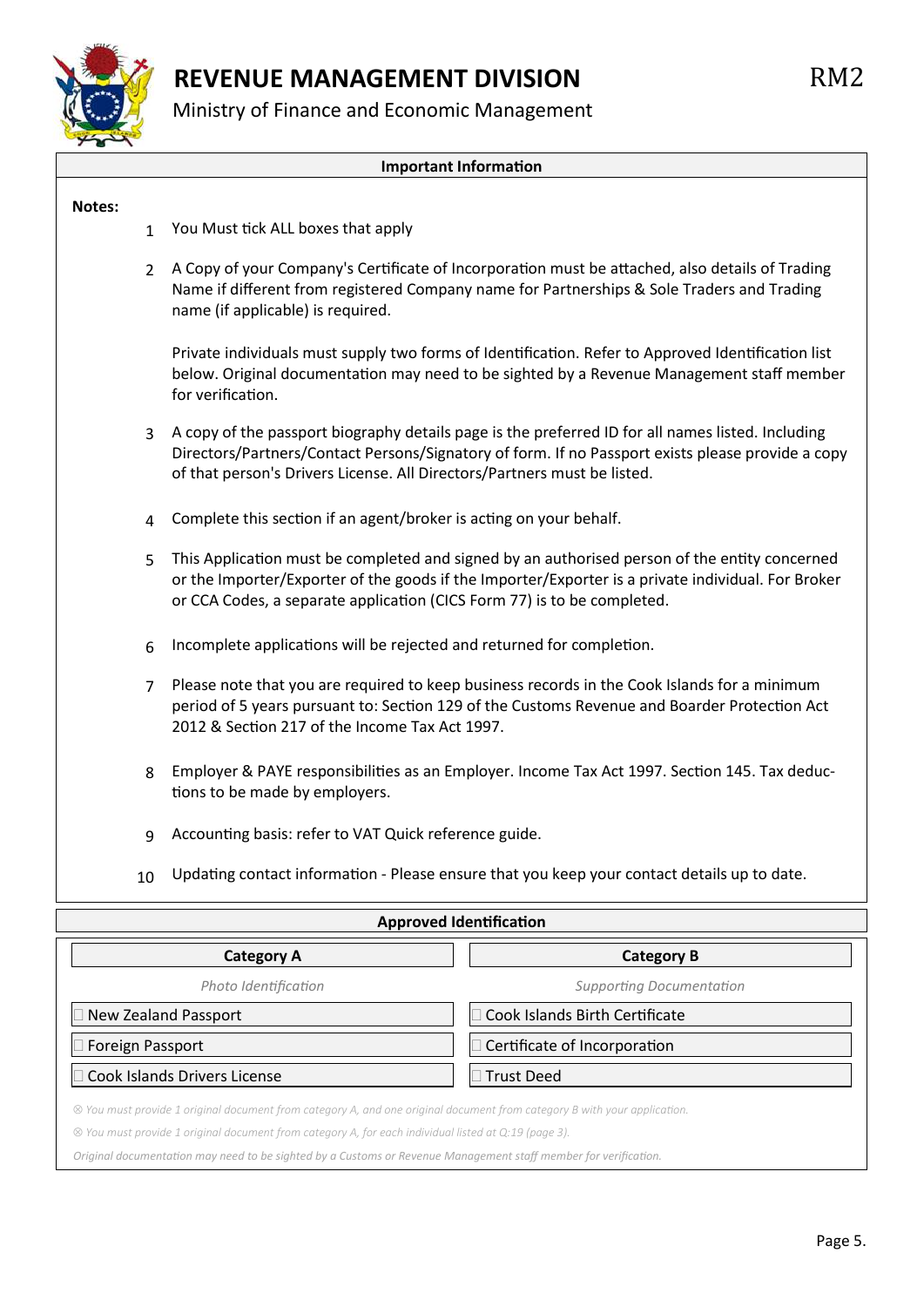# REVENUE MANAGEMENT DIVISION

Ministry of Finance and Economic Management

RM2

## Important Information

**Notes:**

1. You Must tick ALL boxes that apply
2. A Copy of your Company's Certificate of Incorporation must be attached, also details of Trading Name if different from registered Company name for Partnerships & Sole Traders and Trading name (if applicable) is required.

   Private individuals must supply two forms of Identification. Refer to Approved Identification list below. Original documentation may need to be sighted by a Revenue Management staff member for verification.
3. A copy of the passport biography details page is the preferred ID for all names listed. Including Directors/Partners/Contact Persons/Signatory of form. If no Passport exists please provide a copy of that person's Drivers License. All Directors/Partners must be listed.
4. Complete this section if an agent/broker is acting on your behalf.
5. This Application must be completed and signed by an authorised person of the entity concerned or the Importer/Exporter of the goods if the Importer/Exporter is a private individual. For Broker or CCA Codes, a separate application (CICS Form 77) is to be completed.
6. Incomplete applications will be rejected and returned for completion.
7. Please note that you are required to keep business records in the Cook Islands for a minimum period of 5 years pursuant to: Section 129 of the Customs Revenue and Boarder Protection Act 2012 & Section 217 of the Income Tax Act 1997.
8. Employer & PAYE responsibilities as an Employer. Income Tax Act 1997. Section 145. Tax deductions to be made by employers.
9. Accounting basis: refer to VAT Quick reference guide.
10. Updating contact information - Please ensure that you keep your contact details up to date.

## Approved Identification

| Category A | Category B |
|---|---|
| *Photo Identification* | *Supporting Documentation* |
| ☐ New Zealand Passport | ☐ Cook Islands Birth Certificate |
| ☐ Foreign Passport | ☐ Certificate of Incorporation |
| ☐ Cook Islands Drivers License | ☐ Trust Deed |

*⊗ You must provide 1 original document from category A, and one original document from category B with your application.*

*⊗ You must provide 1 original document from category A, for each individual listed at Q:19 (page 3).*

*Original documentation may need to be sighted by a Customs or Revenue Management staff member for verification.*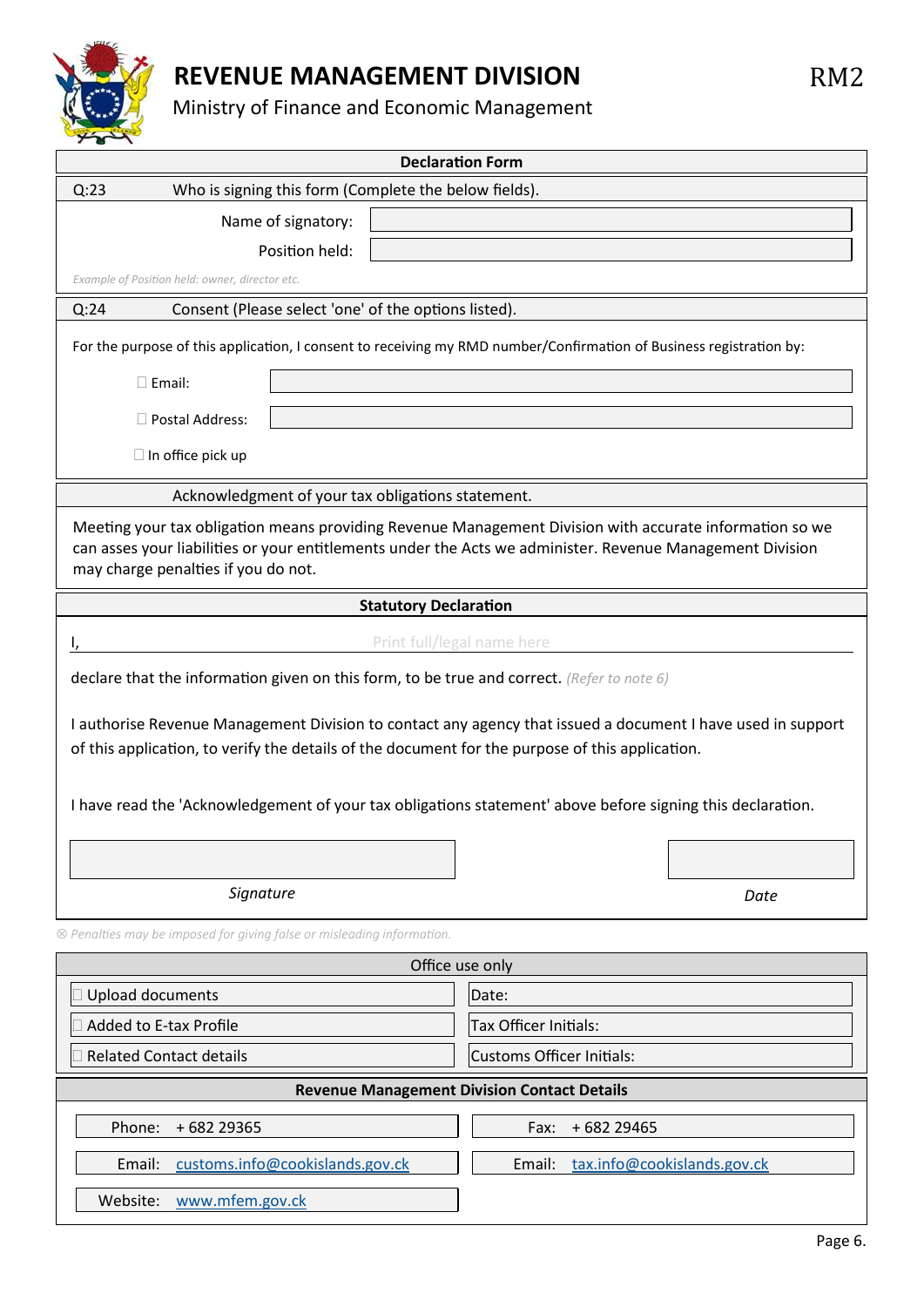# REVENUE MANAGEMENT DIVISION

Ministry of Finance and Economic Management

RM2

## Declaration Form

**Q:23** Who is signing this form (Complete the below fields).

Name of signatory:

Position held:

*Example of Position held: owner, director etc.*

**Q:24** Consent (Please select 'one' of the options listed).

For the purpose of this application, I consent to receiving my RMD number/Confirmation of Business registration by:

- ☐ Email:
- ☐ Postal Address:
- ☐ In office pick up

### Acknowledgment of your tax obligations statement.

Meeting your tax obligation means providing Revenue Management Division with accurate information so we can asses your liabilities or your entitlements under the Acts we administer. Revenue Management Division may charge penalties if you do not.

## Statutory Declaration

I, ______________________ Print full/legal name here

declare that the information given on this form, to be true and correct. *(Refer to note 6)*

I authorise Revenue Management Division to contact any agency that issued a document I have used in support of this application, to verify the details of the document for the purpose of this application.

I have read the 'Acknowledgement of your tax obligations statement' above before signing this declaration.

*Signature* &nbsp;&nbsp;&nbsp;&nbsp;&nbsp;&nbsp;&nbsp;&nbsp; *Date*

*⊗ Penalties may be imposed for giving false or misleading information.*

### Office use only

| | |
|---|---|
| ☐ Upload documents | Date: |
| ☐ Added to E-tax Profile | Tax Officer Initials: |
| ☐ Related Contact details | Customs Officer Initials: |

### Revenue Management Division Contact Details

| | |
|---|---|
| Phone: + 682 29365 | Fax: + 682 29465 |
| Email: customs.info@cookislands.gov.ck | Email: tax.info@cookislands.gov.ck |
| Website: www.mfem.gov.ck | |